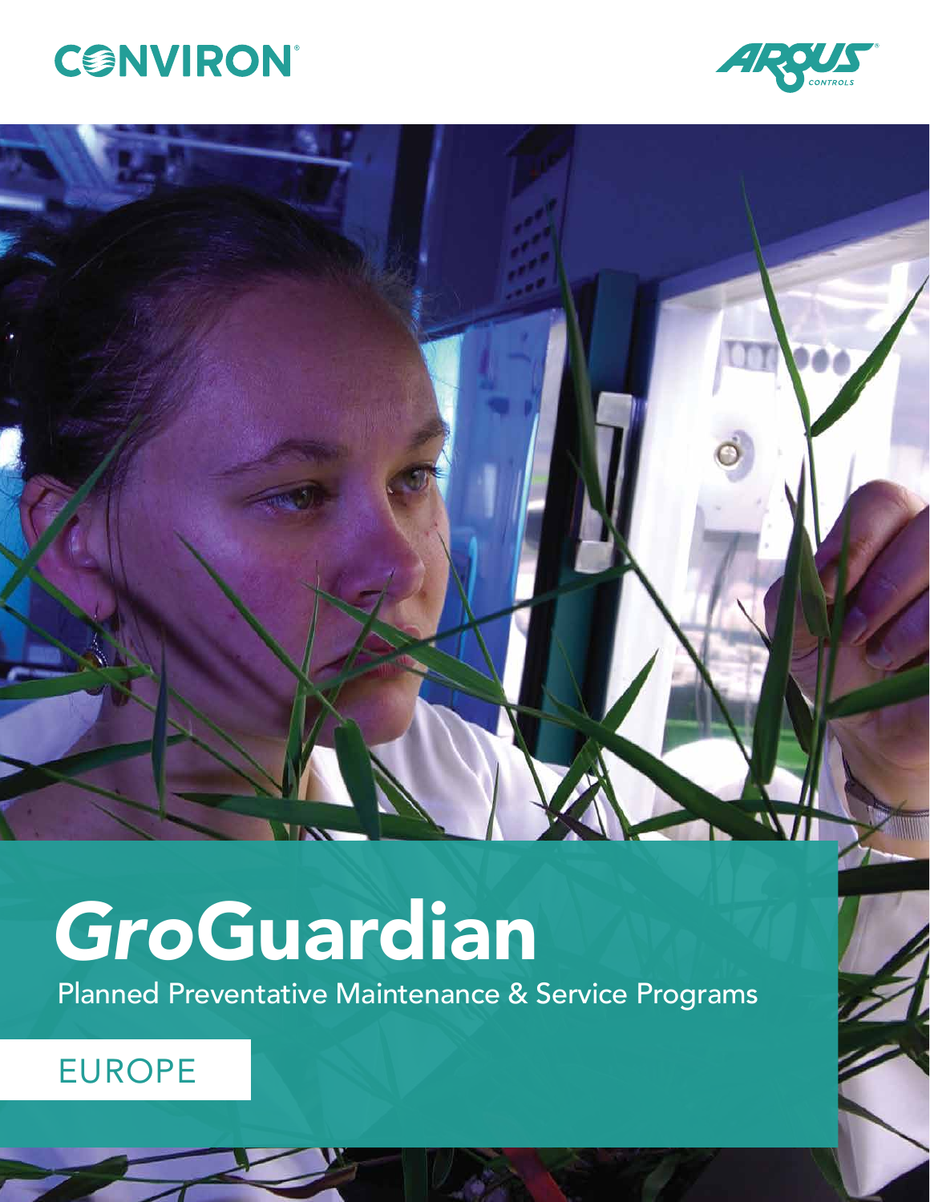CONVIRON

ARGUS CONTROLS

# *Gro*Guardian

Planned Preventative Maintenance & Service Programs

EUROPE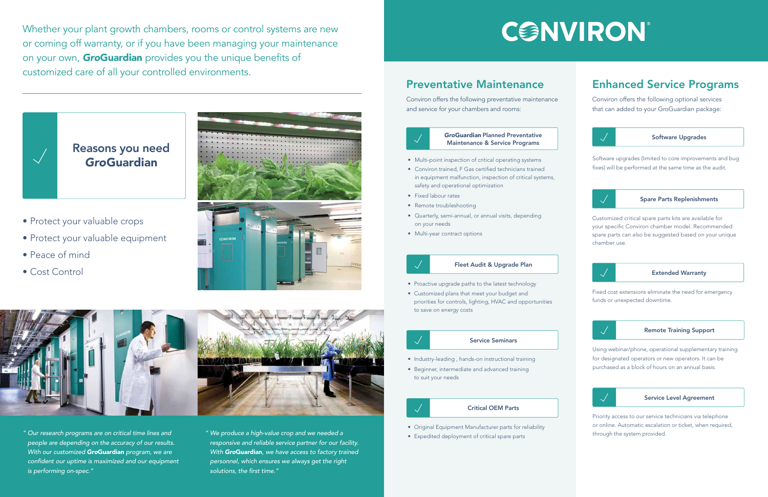Whether your plant growth chambers, rooms or control systems are new or coming off warranty, or if you have been managing your maintenance on your own, ***Gro*Guardian** provides you the unique benefits of customized care of all your controlled environments.

## Reasons you need *Gro*Guardian

- Protect your valuable crops
- Protect your valuable equipment
- Peace of mind
- Cost Control

*" Our research programs are on critical time lines and people are depending on the accuracy of our results. With our customized **GroGuardian** program, we are confident our uptime is maximized and our equipment is performing on-spec."*

*" We produce a high-value crop and we needed a responsive and reliable service partner for our facility. With **GroGuardian**, we have access to factory trained personnel, which ensures we always get the right solutions, the first time."*

# CONVIRON®

## Preventative Maintenance

Conviron offers the following preventative maintenance and service for your chambers and rooms:

### *Gro*Guardian Planned Preventative Maintenance & Service Programs

- Multi-point inspection of critical operating systems
- Conviron trained, F Gas certified technicians trained in equipment malfunction, inspection of critical systems, safety and operational optimization
- Fixed labour rates
- Remote troubleshooting
- Quarterly, semi-annual, or annual visits, depending on your needs
- Multi-year contract options

### Fleet Audit & Upgrade Plan

- Proactive upgrade paths to the latest technology
- Customized plans that meet your budget and priorities for controls, lighting, HVAC and opportunities to save on energy costs

### Service Seminars

- Industry-leading , hands-on instructional training
- Beginner, intermediate and advanced training to suit your needs

### Critical OEM Parts

- Original Equipment Manufacturer parts for reliability
- Expedited deployment of critical spare parts

## Enhanced Service Programs

Conviron offers the following optional services that can added to your GroGuardian package:

### Software Upgrades

Software upgrades (limited to core improvements and bug fixes) will be performed at the same time as the audit.

### Spare Parts Replenishments

Customized critical spare parts kits are available for your specific Conviron chamber model. Recommended spare parts can also be suggested based on your unique chamber use.

### Extended Warranty

Fixed cost extensions eliminate the need for emergency funds or unexpected downtime.

### Remote Training Support

Using webinar/phone, operational supplementary training for designated operators or new operators. It can be purchased as a block of hours on an annual basis.

### Service Level Agreement

Priority access to our service technicians via telephone or online. Automatic escalation or ticket, when required, through the system provided.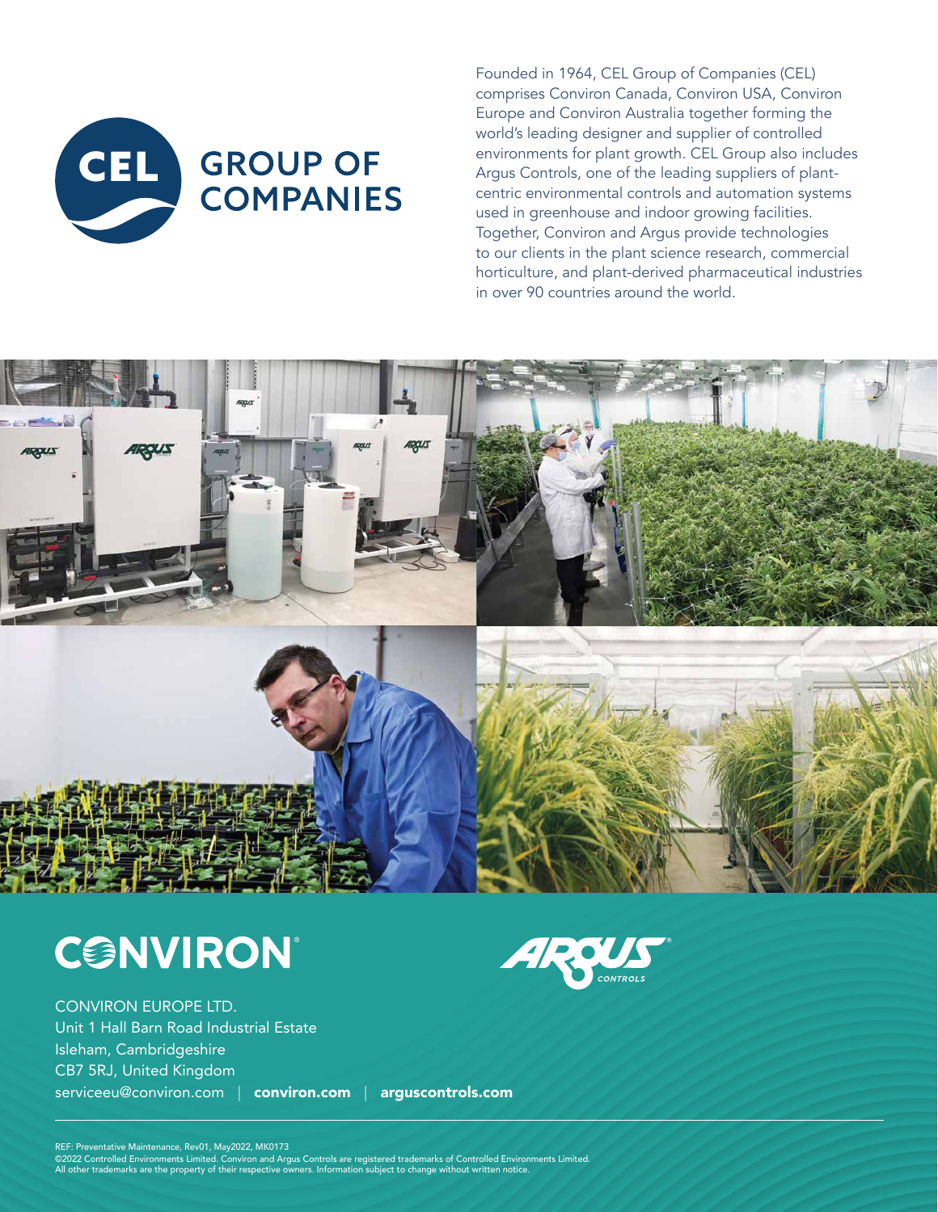# CEL GROUP OF COMPANIES

Founded in 1964, CEL Group of Companies (CEL) comprises Conviron Canada, Conviron USA, Conviron Europe and Conviron Australia together forming the world's leading designer and supplier of controlled environments for plant growth. CEL Group also includes Argus Controls, one of the leading suppliers of plant-centric environmental controls and automation systems used in greenhouse and indoor growing facilities. Together, Conviron and Argus provide technologies to our clients in the plant science research, commercial horticulture, and plant-derived pharmaceutical industries in over 90 countries around the world.

**CONVIRON**

**ARGUS CONTROLS**

CONVIRON EUROPE LTD.
Unit 1 Hall Barn Road Industrial Estate
Isleham, Cambridgeshire
CB7 5RJ, United Kingdom
serviceeu@conviron.com | **conviron.com** | **arguscontrols.com**

REF: Preventative Maintenance, Rev01, May2022, MK0173
©2022 Controlled Environments Limited. Conviron and Argus Controls are registered trademarks of Controlled Environments Limited.
All other trademarks are the property of their respective owners. Information subject to change without written notice.